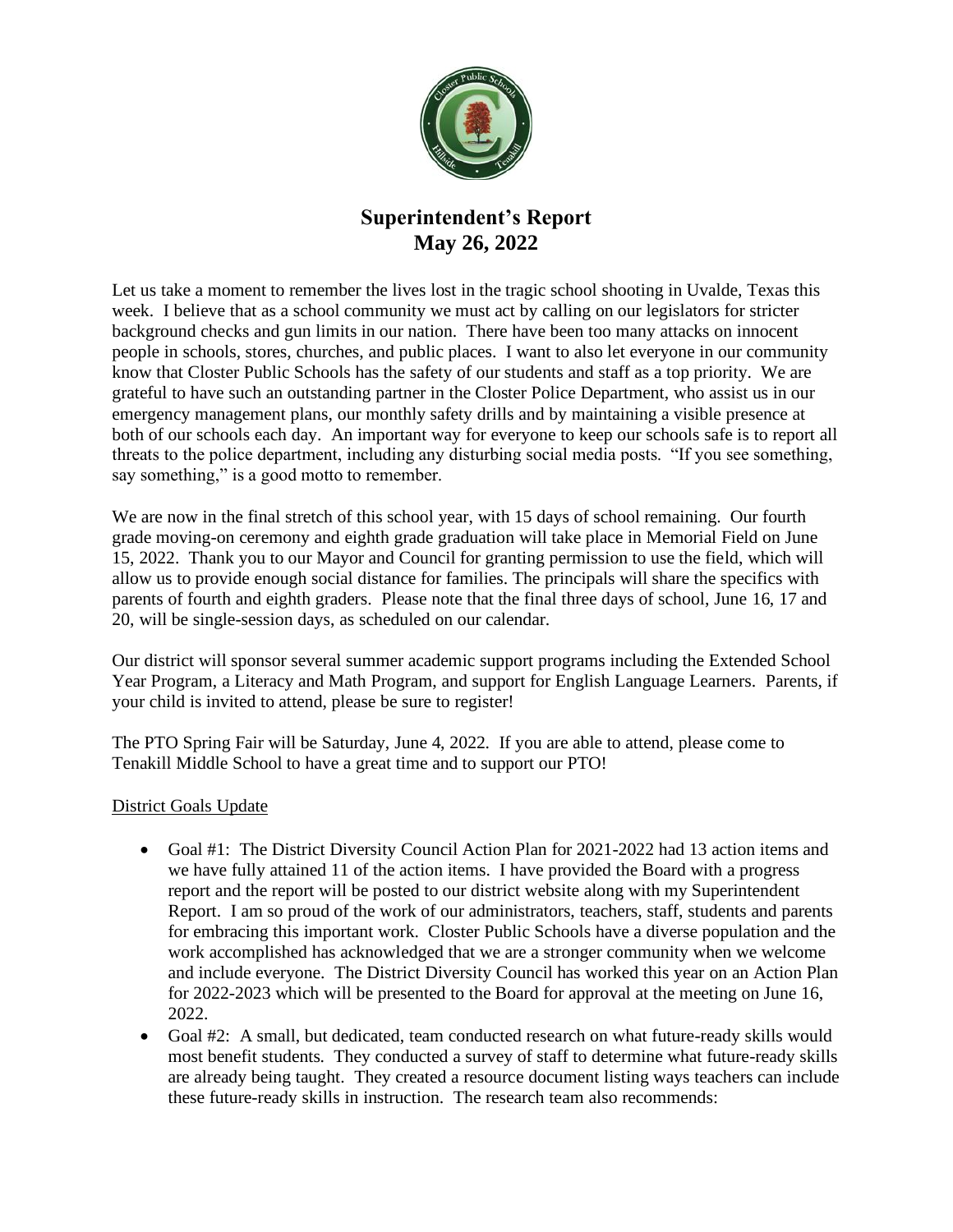# Superintendent's Report
## May 26, 2022

Let us take a moment to remember the lives lost in the tragic school shooting in Uvalde, Texas this week. I believe that as a school community we must act by calling on our legislators for stricter background checks and gun limits in our nation. There have been too many attacks on innocent people in schools, stores, churches, and public places. I want to also let everyone in our community know that Closter Public Schools has the safety of our students and staff as a top priority. We are grateful to have such an outstanding partner in the Closter Police Department, who assist us in our emergency management plans, our monthly safety drills and by maintaining a visible presence at both of our schools each day. An important way for everyone to keep our schools safe is to report all threats to the police department, including any disturbing social media posts. "If you see something, say something," is a good motto to remember.

We are now in the final stretch of this school year, with 15 days of school remaining. Our fourth grade moving-on ceremony and eighth grade graduation will take place in Memorial Field on June 15, 2022. Thank you to our Mayor and Council for granting permission to use the field, which will allow us to provide enough social distance for families. The principals will share the specifics with parents of fourth and eighth graders. Please note that the final three days of school, June 16, 17 and 20, will be single-session days, as scheduled on our calendar.

Our district will sponsor several summer academic support programs including the Extended School Year Program, a Literacy and Math Program, and support for English Language Learners. Parents, if your child is invited to attend, please be sure to register!

The PTO Spring Fair will be Saturday, June 4, 2022. If you are able to attend, please come to Tenakill Middle School to have a great time and to support our PTO!

<u>District Goals Update</u>

- Goal #1: The District Diversity Council Action Plan for 2021-2022 had 13 action items and we have fully attained 11 of the action items. I have provided the Board with a progress report and the report will be posted to our district website along with my Superintendent Report. I am so proud of the work of our administrators, teachers, staff, students and parents for embracing this important work. Closter Public Schools have a diverse population and the work accomplished has acknowledged that we are a stronger community when we welcome and include everyone. The District Diversity Council has worked this year on an Action Plan for 2022-2023 which will be presented to the Board for approval at the meeting on June 16, 2022.
- Goal #2: A small, but dedicated, team conducted research on what future-ready skills would most benefit students. They conducted a survey of staff to determine what future-ready skills are already being taught. They created a resource document listing ways teachers can include these future-ready skills in instruction. The research team also recommends: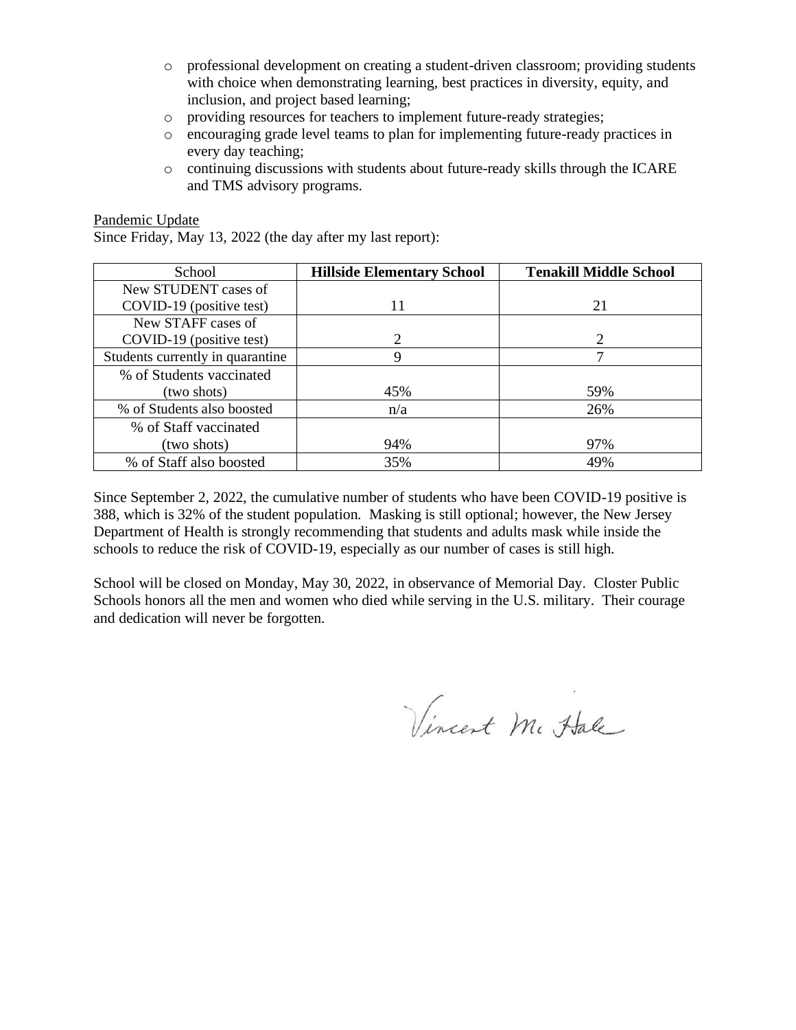- professional development on creating a student-driven classroom; providing students with choice when demonstrating learning, best practices in diversity, equity, and inclusion, and project based learning;
- providing resources for teachers to implement future-ready strategies;
- encouraging grade level teams to plan for implementing future-ready practices in every day teaching;
- continuing discussions with students about future-ready skills through the ICARE and TMS advisory programs.

<u>Pandemic Update</u>

Since Friday, May 13, 2022 (the day after my last report):

| School | **Hillside Elementary School** | **Tenakill Middle School** |
|---|---|---|
| New STUDENT cases of COVID-19 (positive test) | 11 | 21 |
| New STAFF cases of COVID-19 (positive test) | 2 | 2 |
| Students currently in quarantine | 9 | 7 |
| % of Students vaccinated (two shots) | 45% | 59% |
| % of Students also boosted | n/a | 26% |
| % of Staff vaccinated (two shots) | 94% | 97% |
| % of Staff also boosted | 35% | 49% |

Since September 2, 2022, the cumulative number of students who have been COVID-19 positive is 388, which is 32% of the student population. Masking is still optional; however, the New Jersey Department of Health is strongly recommending that students and adults mask while inside the schools to reduce the risk of COVID-19, especially as our number of cases is still high.

School will be closed on Monday, May 30, 2022, in observance of Memorial Day. Closter Public Schools honors all the men and women who died while serving in the U.S. military. Their courage and dedication will never be forgotten.

Vincent McHale